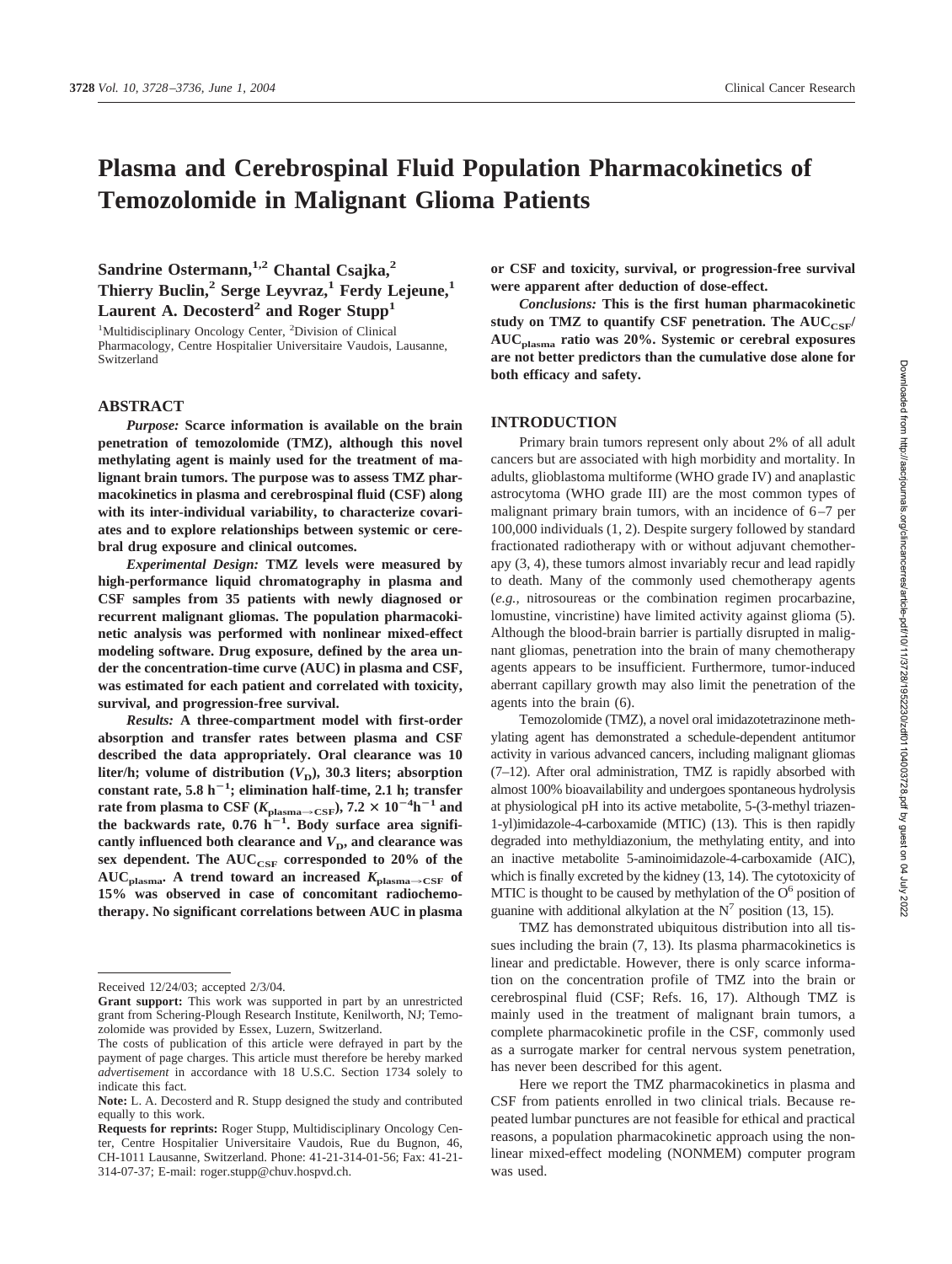# Plasma and Cerebrospinal Fluid Population Pharmacokinetics of Temozolomide in Malignant Glioma Patients

**Sandrine Ostermann,[1,2] Chantal Csajka,[2] Thierry Buclin,[2] Serge Leyvraz,[1] Ferdy Lejeune,[1] Laurent A. Decosterd[2] and Roger Stupp[1]**

[1]Multidisciplinary Oncology Center, [2]Division of Clinical Pharmacology, Centre Hospitalier Universitaire Vaudois, Lausanne, Switzerland

## ABSTRACT

*Purpose:* **Scarce information is available on the brain penetration of temozolomide (TMZ), although this novel methylating agent is mainly used for the treatment of malignant brain tumors. The purpose was to assess TMZ pharmacokinetics in plasma and cerebrospinal fluid (CSF) along with its inter-individual variability, to characterize covariates and to explore relationships between systemic or cerebral drug exposure and clinical outcomes.**

*Experimental Design:* **TMZ levels were measured by high-performance liquid chromatography in plasma and CSF samples from 35 patients with newly diagnosed or recurrent malignant gliomas. The population pharmacokinetic analysis was performed with nonlinear mixed-effect modeling software. Drug exposure, defined by the area under the concentration-time curve (AUC) in plasma and CSF, was estimated for each patient and correlated with toxicity, survival, and progression-free survival.**

*Results:* **A three-compartment model with first-order absorption and transfer rates between plasma and CSF described the data appropriately. Oral clearance was 10 liter/h; volume of distribution ($V_D$), 30.3 liters; absorption constant rate, 5.8 $h^{-1}$; elimination half-time, 2.1 h; transfer rate from plasma to CSF ($K_{plasma \rightarrow CSF}$), $7.2 \times 10^{-4} h^{-1}$ and the backwards rate, 0.76 $h^{-1}$. Body surface area significantly influenced both clearance and $V_D$, and clearance was sex dependent. The $AUC_{CSF}$ corresponded to 20% of the $AUC_{plasma}$. A trend toward an increased $K_{plasma \rightarrow CSF}$ of 15% was observed in case of concomitant radiochemotherapy. No significant correlations between AUC in plasma or CSF and toxicity, survival, or progression-free survival were apparent after deduction of dose-effect.**

*Conclusions:* **This is the first human pharmacokinetic study on TMZ to quantify CSF penetration. The $AUC_{CSF}$/$AUC_{plasma}$ ratio was 20%. Systemic or cerebral exposures are not better predictors than the cumulative dose alone for both efficacy and safety.**

Received 12/24/03; accepted 2/3/04.

**Grant support:** This work was supported in part by an unrestricted grant from Schering-Plough Research Institute, Kenilworth, NJ; Temozolomide was provided by Essex, Luzern, Switzerland.

The costs of publication of this article were defrayed in part by the payment of page charges. This article must therefore be hereby marked *advertisement* in accordance with 18 U.S.C. Section 1734 solely to indicate this fact.

**Note:** L. A. Decosterd and R. Stupp designed the study and contributed equally to this work.

**Requests for reprints:** Roger Stupp, Multidisciplinary Oncology Center, Centre Hospitalier Universitaire Vaudois, Rue du Bugnon, 46, CH-1011 Lausanne, Switzerland. Phone: 41-21-314-01-56; Fax: 41-21-314-07-37; E-mail: roger.stupp@chuv.hospvd.ch.

## INTRODUCTION

Primary brain tumors represent only about 2% of all adult cancers but are associated with high morbidity and mortality. In adults, glioblastoma multiforme (WHO grade IV) and anaplastic astrocytoma (WHO grade III) are the most common types of malignant primary brain tumors, with an incidence of 6–7 per 100,000 individuals (1, 2). Despite surgery followed by standard fractionated radiotherapy with or without adjuvant chemotherapy (3, 4), these tumors almost invariably recur and lead rapidly to death. Many of the commonly used chemotherapy agents (*e.g.,* nitrosoureas or the combination regimen procarbazine, lomustine, vincristine) have limited activity against glioma (5). Although the blood-brain barrier is partially disrupted in malignant gliomas, penetration into the brain of many chemotherapy agents appears to be insufficient. Furthermore, tumor-induced aberrant capillary growth may also limit the penetration of the agents into the brain (6).

Temozolomide (TMZ), a novel oral imidazotetrazinone methylating agent has demonstrated a schedule-dependent antitumor activity in various advanced cancers, including malignant gliomas (7–12). After oral administration, TMZ is rapidly absorbed with almost 100% bioavailability and undergoes spontaneous hydrolysis at physiological pH into its active metabolite, 5-(3-methyl triazen-1-yl)imidazole-4-carboxamide (MTIC) (13). This is then rapidly degraded into methyldiazonium, the methylating entity, and into an inactive metabolite 5-aminoimidazole-4-carboxamide (AIC), which is finally excreted by the kidney (13, 14). The cytotoxicity of MTIC is thought to be caused by methylation of the $O^6$ position of guanine with additional alkylation at the $N^7$ position (13, 15).

TMZ has demonstrated ubiquitous distribution into all tissues including the brain (7, 13). Its plasma pharmacokinetics is linear and predictable. However, there is only scarce information on the concentration profile of TMZ into the brain or cerebrospinal fluid (CSF; Refs. 16, 17). Although TMZ is mainly used in the treatment of malignant brain tumors, a complete pharmacokinetic profile in the CSF, commonly used as a surrogate marker for central nervous system penetration, has never been described for this agent.

Here we report the TMZ pharmacokinetics in plasma and CSF from patients enrolled in two clinical trials. Because repeated lumbar punctures are not feasible for ethical and practical reasons, a population pharmacokinetic approach using the nonlinear mixed-effect modeling (NONMEM) computer program was used.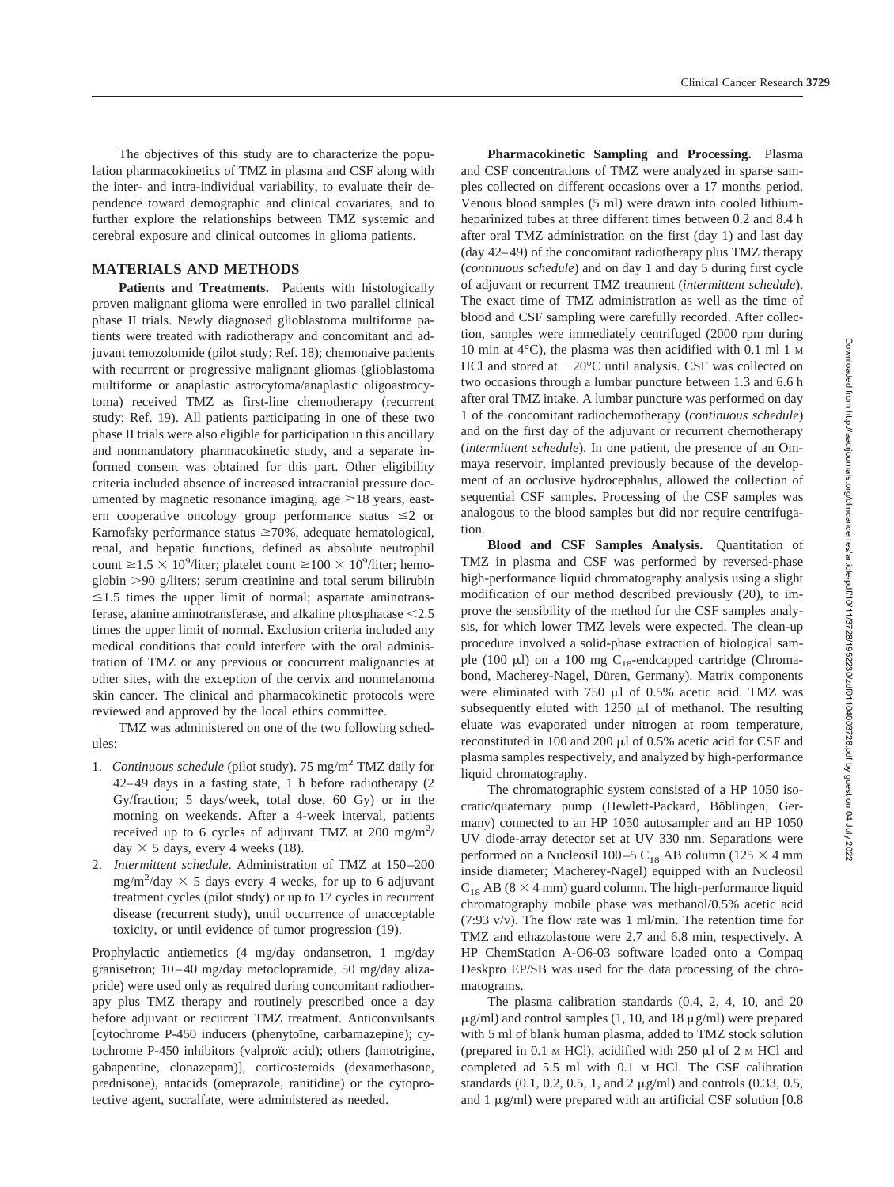The objectives of this study are to characterize the population pharmacokinetics of TMZ in plasma and CSF along with the inter- and intra-individual variability, to evaluate their dependence toward demographic and clinical covariates, and to further explore the relationships between TMZ systemic and cerebral exposure and clinical outcomes in glioma patients.

## MATERIALS AND METHODS

**Patients and Treatments.** Patients with histologically proven malignant glioma were enrolled in two parallel clinical phase II trials. Newly diagnosed glioblastoma multiforme patients were treated with radiotherapy and concomitant and adjuvant temozolomide (pilot study; Ref. 18); chemonaive patients with recurrent or progressive malignant gliomas (glioblastoma multiforme or anaplastic astrocytoma/anaplastic oligoastrocytoma) received TMZ as first-line chemotherapy (recurrent study; Ref. 19). All patients participating in one of these two phase II trials were also eligible for participation in this ancillary and nonmandatory pharmacokinetic study, and a separate informed consent was obtained for this part. Other eligibility criteria included absence of increased intracranial pressure documented by magnetic resonance imaging, age ≥18 years, eastern cooperative oncology group performance status ≤2 or Karnofsky performance status ≥70%, adequate hematological, renal, and hepatic functions, defined as absolute neutrophil count $\geq 1.5 \times 10^9$/liter; platelet count $\geq 100 \times 10^9$/liter; hemoglobin >90 g/liters; serum creatinine and total serum bilirubin ≤1.5 times the upper limit of normal; aspartate aminotransferase, alanine aminotransferase, and alkaline phosphatase <2.5 times the upper limit of normal. Exclusion criteria included any medical conditions that could interfere with the oral administration of TMZ or any previous or concurrent malignancies at other sites, with the exception of the cervix and nonmelanoma skin cancer. The clinical and pharmacokinetic protocols were reviewed and approved by the local ethics committee.

TMZ was administered on one of the two following schedules:

1. *Continuous schedule* (pilot study). 75 mg/m$^2$ TMZ daily for 42–49 days in a fasting state, 1 h before radiotherapy (2 Gy/fraction; 5 days/week, total dose, 60 Gy) or in the morning on weekends. After a 4-week interval, patients received up to 6 cycles of adjuvant TMZ at 200 mg/m$^2$/day × 5 days, every 4 weeks (18).
2. *Intermittent schedule*. Administration of TMZ at 150–200 mg/m$^2$/day × 5 days every 4 weeks, for up to 6 adjuvant treatment cycles (pilot study) or up to 17 cycles in recurrent disease (recurrent study), until occurrence of unacceptable toxicity, or until evidence of tumor progression (19).

Prophylactic antiemetics (4 mg/day ondansetron, 1 mg/day granisetron; 10–40 mg/day metoclopramide, 50 mg/day alizapride) were used only as required during concomitant radiotherapy plus TMZ therapy and routinely prescribed once a day before adjuvant or recurrent TMZ treatment. Anticonvulsants [cytochrome P-450 inducers (phenytoïne, carbamazepine); cytochrome P-450 inhibitors (valproïc acid); others (lamotrigine, gabapentine, clonazepam)], corticosteroids (dexamethasone, prednisone), antacids (omeprazole, ranitidine) or the cytoprotective agent, sucralfate, were administered as needed.

**Pharmacokinetic Sampling and Processing.** Plasma and CSF concentrations of TMZ were analyzed in sparse samples collected on different occasions over a 17 months period. Venous blood samples (5 ml) were drawn into cooled lithium-heparinized tubes at three different times between 0.2 and 8.4 h after oral TMZ administration on the first (day 1) and last day (day 42–49) of the concomitant radiotherapy plus TMZ therapy (*continuous schedule*) and on day 1 and day 5 during first cycle of adjuvant or recurrent TMZ treatment (*intermittent schedule*). The exact time of TMZ administration as well as the time of blood and CSF sampling were carefully recorded. After collection, samples were immediately centrifuged (2000 rpm during 10 min at 4°C), the plasma was then acidified with 0.1 ml 1 M HCl and stored at −20°C until analysis. CSF was collected on two occasions through a lumbar puncture between 1.3 and 6.6 h after oral TMZ intake. A lumbar puncture was performed on day 1 of the concomitant radiochemotherapy (*continuous schedule*) and on the first day of the adjuvant or recurrent chemotherapy (*intermittent schedule*). In one patient, the presence of an Ommaya reservoir, implanted previously because of the development of an occlusive hydrocephalus, allowed the collection of sequential CSF samples. Processing of the CSF samples was analogous to the blood samples but did nor require centrifugation.

**Blood and CSF Samples Analysis.** Quantitation of TMZ in plasma and CSF was performed by reversed-phase high-performance liquid chromatography analysis using a slight modification of our method described previously (20), to improve the sensibility of the method for the CSF samples analysis, for which lower TMZ levels were expected. The clean-up procedure involved a solid-phase extraction of biological sample (100 μl) on a 100 mg $C_{18}$-endcapped cartridge (Chromabond, Macherey-Nagel, Düren, Germany). Matrix components were eliminated with 750 μl of 0.5% acetic acid. TMZ was subsequently eluted with 1250 μl of methanol. The resulting eluate was evaporated under nitrogen at room temperature, reconstituted in 100 and 200 μl of 0.5% acetic acid for CSF and plasma samples respectively, and analyzed by high-performance liquid chromatography.

The chromatographic system consisted of a HP 1050 isocratic/quaternary pump (Hewlett-Packard, Böblingen, Germany) connected to an HP 1050 autosampler and an HP 1050 UV diode-array detector set at UV 330 nm. Separations were performed on a Nucleosil 100–5 $C_{18}$ AB column (125 × 4 mm inside diameter; Macherey-Nagel) equipped with an Nucleosil $C_{18}$ AB (8 × 4 mm) guard column. The high-performance liquid chromatography mobile phase was methanol/0.5% acetic acid (7:93 v/v). The flow rate was 1 ml/min. The retention time for TMZ and ethazolastone were 2.7 and 6.8 min, respectively. A HP ChemStation A-O6-03 software loaded onto a Compaq Deskpro EP/SB was used for the data processing of the chromatograms.

The plasma calibration standards (0.4, 2, 4, 10, and 20 μg/ml) and control samples (1, 10, and 18 μg/ml) were prepared with 5 ml of blank human plasma, added to TMZ stock solution (prepared in 0.1 M HCl), acidified with 250 μl of 2 M HCl and completed ad 5.5 ml with 0.1 M HCl. The CSF calibration standards (0.1, 0.2, 0.5, 1, and 2 μg/ml) and controls (0.33, 0.5, and 1 μg/ml) were prepared with an artificial CSF solution [0.8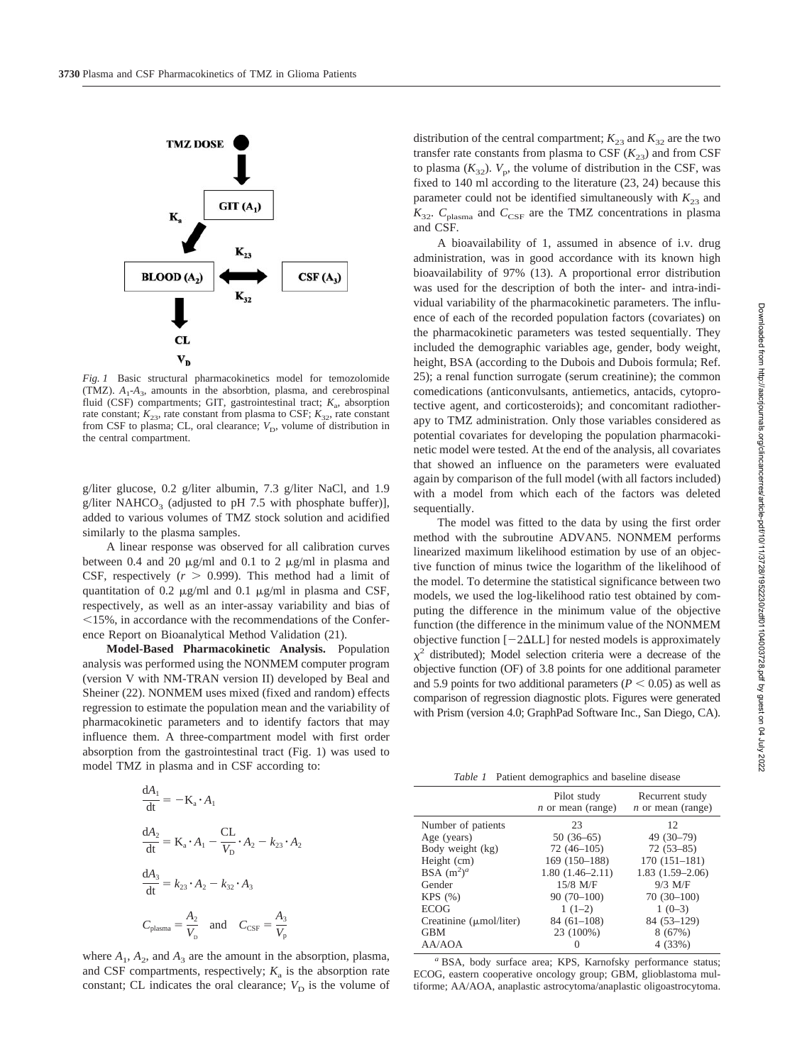*Fig. 1* Basic structural pharmacokinetics model for temozolomide (TMZ). $A_1$-$A_3$, amounts in the absorbtion, plasma, and cerebrospinal fluid (CSF) compartments; GIT, gastrointestinal tract; $K_a$, absorption rate constant; $K_{23}$, rate constant from plasma to CSF; $K_{32}$, rate constant from CSF to plasma; CL, oral clearance; $V_D$, volume of distribution in the central compartment.

g/liter glucose, 0.2 g/liter albumin, 7.3 g/liter NaCl, and 1.9 g/liter $NAHCO_3$ (adjusted to pH 7.5 with phosphate buffer)], added to various volumes of TMZ stock solution and acidified similarly to the plasma samples.

A linear response was observed for all calibration curves between 0.4 and 20 μg/ml and 0.1 to 2 μg/ml in plasma and CSF, respectively ($r > 0.999$). This method had a limit of quantitation of 0.2 μg/ml and 0.1 μg/ml in plasma and CSF, respectively, as well as an inter-assay variability and bias of <15%, in accordance with the recommendations of the Conference Report on Bioanalytical Method Validation (21).

**Model-Based Pharmacokinetic Analysis.** Population analysis was performed using the NONMEM computer program (version V with NM-TRAN version II) developed by Beal and Sheiner (22). NONMEM uses mixed (fixed and random) effects regression to estimate the population mean and the variability of pharmacokinetic parameters and to identify factors that may influence them. A three-compartment model with first order absorption from the gastrointestinal tract (Fig. 1) was used to model TMZ in plasma and in CSF according to:

$$\frac{dA_1}{dt} = -K_a \cdot A_1$$

$$\frac{dA_2}{dt} = K_a \cdot A_1 - \frac{CL}{V_D} \cdot A_2 - k_{23} \cdot A_2$$

$$\frac{dA_3}{dt} = k_{23} \cdot A_2 - k_{32} \cdot A_3$$

$$C_{plasma} = \frac{A_2}{V_D} \quad \text{and} \quad C_{CSF} = \frac{A_3}{V_p}$$

where $A_1$, $A_2$, and $A_3$ are the amount in the absorption, plasma, and CSF compartments, respectively; $K_a$ is the absorption rate constant; CL indicates the oral clearance; $V_D$ is the volume of distribution of the central compartment; $K_{23}$ and $K_{32}$ are the two transfer rate constants from plasma to CSF ($K_{23}$) and from CSF to plasma ($K_{32}$). $V_p$, the volume of distribution in the CSF, was fixed to 140 ml according to the literature (23, 24) because this parameter could not be identified simultaneously with $K_{23}$ and $K_{32}$. $C_{plasma}$ and $C_{CSF}$ are the TMZ concentrations in plasma and CSF.

A bioavailability of 1, assumed in absence of i.v. drug administration, was in good accordance with its known high bioavailability of 97% (13). A proportional error distribution was used for the description of both the inter- and intra-individual variability of the pharmacokinetic parameters. The influence of each of the recorded population factors (covariates) on the pharmacokinetic parameters was tested sequentially. They included the demographic variables age, gender, body weight, height, BSA (according to the Dubois and Dubois formula; Ref. 25); a renal function surrogate (serum creatinine); the common comedications (anticonvulsants, antiemetics, antacids, cytoprotective agent, and corticosteroids); and concomitant radiotherapy to TMZ administration. Only those variables considered as potential covariates for developing the population pharmacokinetic model were tested. At the end of the analysis, all covariates that showed an influence on the parameters were evaluated again by comparison of the full model (with all factors included) with a model from which each of the factors was deleted sequentially.

The model was fitted to the data by using the first order method with the subroutine ADVAN5. NONMEM performs linearized maximum likelihood estimation by use of an objective function of minus twice the logarithm of the likelihood of the model. To determine the statistical significance between two models, we used the log-likelihood ratio test obtained by computing the difference in the minimum value of the objective function (the difference in the minimum value of the NONMEM objective function [$-2\Delta LL$] for nested models is approximately $\chi^2$ distributed); Model selection criteria were a decrease of the objective function (OF) of 3.8 points for one additional parameter and 5.9 points for two additional parameters ($P < 0.05$) as well as comparison of regression diagnostic plots. Figures were generated with Prism (version 4.0; GraphPad Software Inc., San Diego, CA).

*Table 1* Patient demographics and baseline disease

| | Pilot study *n* or mean (range) | Recurrent study *n* or mean (range) |
|---|---|---|
| Number of patients | 23 | 12 |
| Age (years) | 50 (36–65) | 49 (30–79) |
| Body weight (kg) | 72 (46–105) | 72 (53–85) |
| Height (cm) | 169 (150–188) | 170 (151–181) |
| BSA ($m^2$)[a] | 1.80 (1.46–2.11) | 1.83 (1.59–2.06) |
| Gender | 15/8 M/F | 9/3 M/F |
| KPS (%) | 90 (70–100) | 70 (30–100) |
| ECOG | 1 (1–2) | 1 (0–3) |
| Creatinine (μmol/liter) | 84 (61–108) | 84 (53–129) |
| GBM | 23 (100%) | 8 (67%) |
| AA/AOA | 0 | 4 (33%) |

[a] BSA, body surface area; KPS, Karnofsky performance status; ECOG, eastern cooperative oncology group; GBM, glioblastoma multiforme; AA/AOA, anaplastic astrocytoma/anaplastic oligoastrocytoma.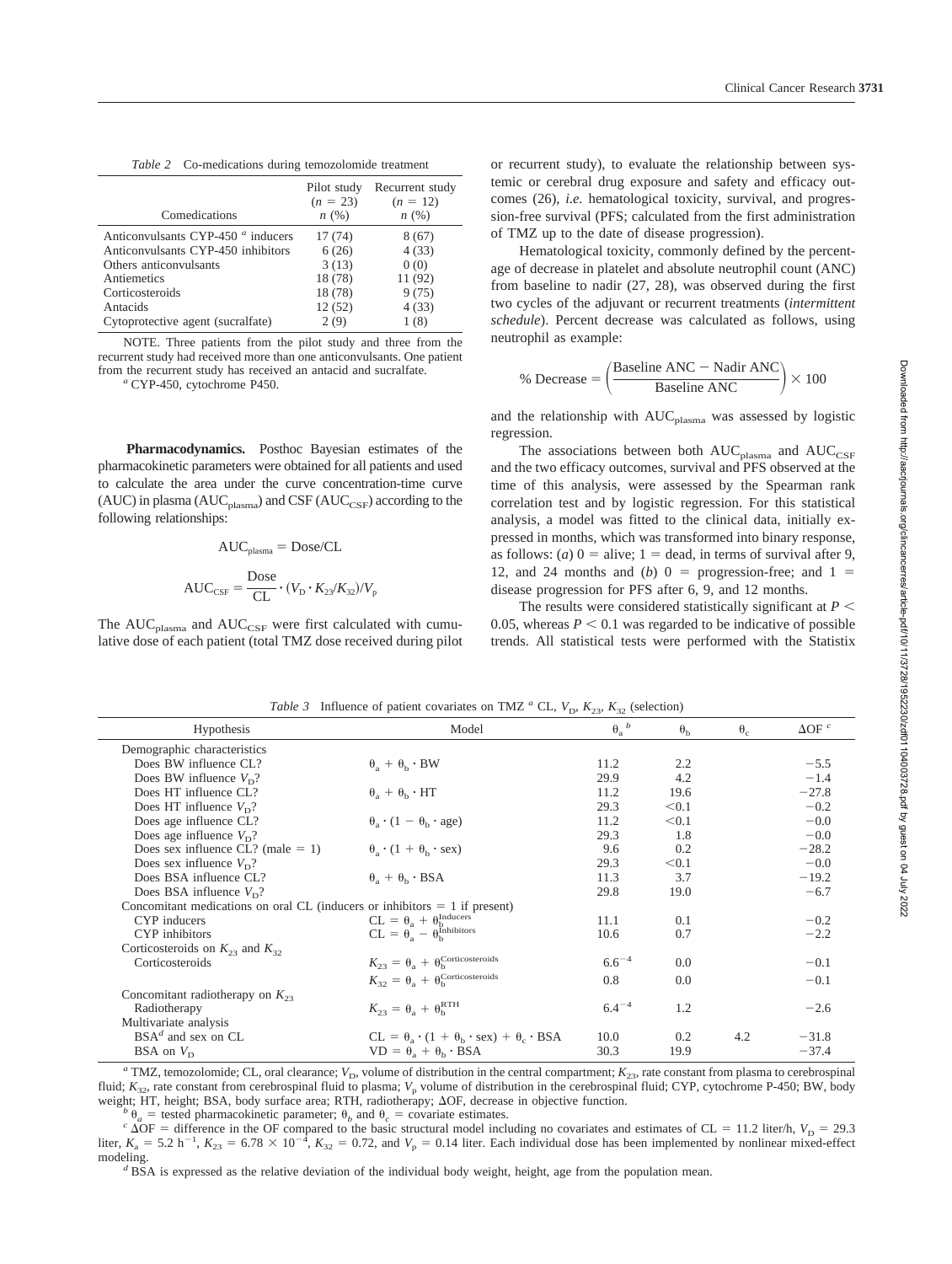*Table 2* Co-medications during temozolomide treatment

| Comedications | Pilot study ($n = 23$) $n$ (%) | Recurrent study ($n = 12$) $n$ (%) |
|---|---|---|
| Anticonvulsants CYP-450 [a] inducers | 17 (74) | 8 (67) |
| Anticonvulsants CYP-450 inhibitors | 6 (26) | 4 (33) |
| Others anticonvulsants | 3 (13) | 0 (0) |
| Antiemetics | 18 (78) | 11 (92) |
| Corticosteroids | 18 (78) | 9 (75) |
| Antacids | 12 (52) | 4 (33) |
| Cytoprotective agent (sucralfate) | 2 (9) | 1 (8) |

NOTE. Three patients from the pilot study and three from the recurrent study had received more than one anticonvulsants. One patient from the recurrent study has received an antacid and sucralfate.

[a] CYP-450, cytochrome P450.

**Pharmacodynamics.** Posthoc Bayesian estimates of the pharmacokinetic parameters were obtained for all patients and used to calculate the area under the curve concentration-time curve (AUC) in plasma ($AUC_{plasma}$) and CSF ($AUC_{CSF}$) according to the following relationships:

$$AUC_{plasma} = Dose/CL$$

$$AUC_{CSF} = \frac{Dose}{CL} \cdot (V_D \cdot K_{23}/K_{32})/V_p$$

The $AUC_{plasma}$ and $AUC_{CSF}$ were first calculated with cumulative dose of each patient (total TMZ dose received during pilot or recurrent study), to evaluate the relationship between systemic or cerebral drug exposure and safety and efficacy outcomes (26), *i.e.* hematological toxicity, survival, and progression-free survival (PFS; calculated from the first administration of TMZ up to the date of disease progression).

Hematological toxicity, commonly defined by the percentage of decrease in platelet and absolute neutrophil count (ANC) from baseline to nadir (27, 28), was observed during the first two cycles of the adjuvant or recurrent treatments (*intermittent schedule*). Percent decrease was calculated as follows, using neutrophil as example:

$$\% \text{ Decrease} = \left(\frac{\text{Baseline ANC} - \text{Nadir ANC}}{\text{Baseline ANC}}\right) \times 100$$

and the relationship with $AUC_{plasma}$ was assessed by logistic regression.

The associations between both $AUC_{plasma}$ and $AUC_{CSF}$ and the two efficacy outcomes, survival and PFS observed at the time of this analysis, were assessed by the Spearman rank correlation test and by logistic regression. For this statistical analysis, a model was fitted to the clinical data, initially expressed in months, which was transformed into binary response, as follows: (*a*) 0 = alive; 1 = dead, in terms of survival after 9, 12, and 24 months and (*b*) 0 = progression-free; and 1 = disease progression for PFS after 6, 9, and 12 months.

The results were considered statistically significant at $P < 0.05$, whereas $P < 0.1$ was regarded to be indicative of possible trends. All statistical tests were performed with the Statistix

*Table 3* Influence of patient covariates on TMZ [a] CL, $V_D$, $K_{23}$, $K_{32}$ (selection)

| Hypothesis | Model | $\theta_a$ [b] | $\theta_b$ | $\theta_c$ | ΔOF [c] |
|---|---|---|---|---|---|
| Demographic characteristics | | | | | |
| Does BW influence CL? | $\theta_a + \theta_b \cdot BW$ | 11.2 | 2.2 | | −5.5 |
| Does BW influence $V_D$? | | 29.9 | 4.2 | | −1.4 |
| Does HT influence CL? | $\theta_a + \theta_b \cdot HT$ | 11.2 | 19.6 | | −27.8 |
| Does HT influence $V_D$? | | 29.3 | <0.1 | | −0.2 |
| Does age influence CL? | $\theta_a \cdot (1 - \theta_b \cdot age)$ | 11.2 | <0.1 | | −0.0 |
| Does age influence $V_D$? | | 29.3 | 1.8 | | −0.0 |
| Does sex influence CL? (male = 1) | $\theta_a \cdot (1 + \theta_b \cdot sex)$ | 9.6 | 0.2 | | −28.2 |
| Does sex influence $V_D$? | | 29.3 | <0.1 | | −0.0 |
| Does BSA influence CL? | $\theta_a + \theta_b \cdot BSA$ | 11.3 | 3.7 | | −19.2 |
| Does BSA influence $V_D$? | | 29.8 | 19.0 | | −6.7 |
| Concomitant medications on oral CL (inducers or inhibitors = 1 if present) | | | | | |
| CYP inducers | $CL = \theta_a + \theta_b^{Inducers}$ | 11.1 | 0.1 | | −0.2 |
| CYP inhibitors | $CL = \theta_a - \theta_b^{Inhibitors}$ | 10.6 | 0.7 | | −2.2 |
| Corticosteroids on $K_{23}$ and $K_{32}$ | | | | | |
| Corticosteroids | $K_{23} = \theta_a + \theta_b^{Corticosteroids}$ | $6.6^{-4}$ | 0.0 | | −0.1 |
| | $K_{32} = \theta_a + \theta_b^{Corticosteroids}$ | 0.8 | 0.0 | | −0.1 |
| Concomitant radiotherapy on $K_{23}$ | | | | | |
| Radiotherapy | $K_{23} = \theta_a + \theta_b^{RTH}$ | $6.4^{-4}$ | 1.2 | | −2.6 |
| Multivariate analysis | | | | | |
| BSA[d] and sex on CL | $CL = \theta_a \cdot (1 + \theta_b \cdot sex) + \theta_c \cdot BSA$ | 10.0 | 0.2 | 4.2 | −31.8 |
| BSA on $V_D$ | $VD = \theta_a + \theta_b \cdot BSA$ | 30.3 | 19.9 | | −37.4 |

[a] TMZ, temozolomide; CL, oral clearance; $V_D$, volume of distribution in the central compartment; $K_{23}$, rate constant from plasma to cerebrospinal fluid; $K_{32}$, rate constant from cerebrospinal fluid to plasma; $V_p$ volume of distribution in the cerebrospinal fluid; CYP, cytochrome P-450; BW, body weight; HT, height; BSA, body surface area; RTH, radiotherapy; ΔOF, decrease in objective function.

[b] $\theta_a$ = tested pharmacokinetic parameter; $\theta_b$ and $\theta_c$ = covariate estimates.

[c] ΔOF = difference in the OF compared to the basic structural model including no covariates and estimates of CL = 11.2 liter/h, $V_D$ = 29.3 liter, $K_a$ = 5.2 h$^{-1}$, $K_{23}$ = 6.78 × $10^{-4}$, $K_{32}$ = 0.72, and $V_p$ = 0.14 liter. Each individual dose has been implemented by nonlinear mixed-effect modeling.

[d] BSA is expressed as the relative deviation of the individual body weight, height, age from the population mean.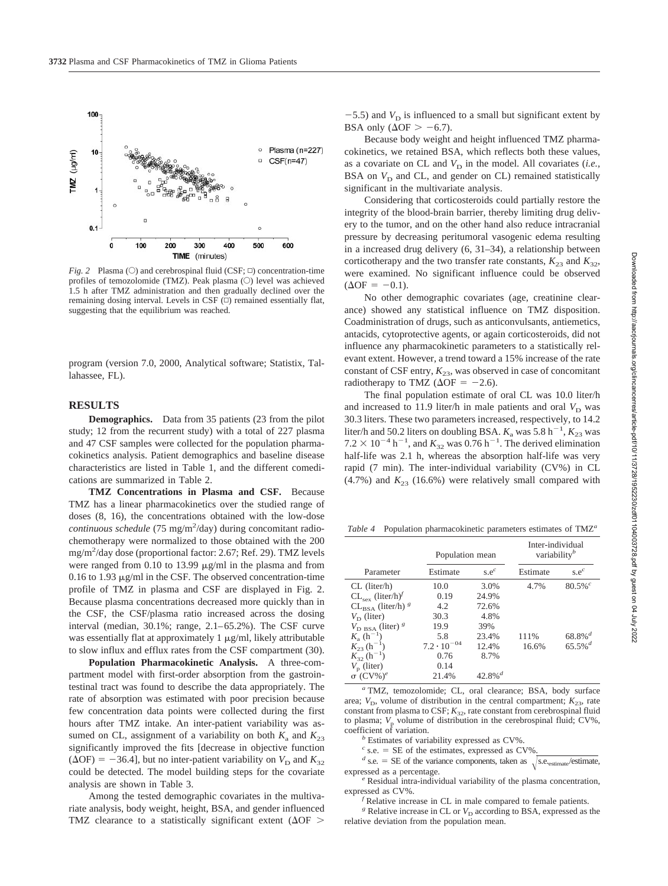*Fig. 2* Plasma (○) and cerebrospinal fluid (CSF; □) concentration-time profiles of temozolomide (TMZ). Peak plasma (○) level was achieved 1.5 h after TMZ administration and then gradually declined over the remaining dosing interval. Levels in CSF (□) remained essentially flat, suggesting that the equilibrium was reached.

program (version 7.0, 2000, Analytical software; Statistix, Tallahassee, FL).

## RESULTS

**Demographics.** Data from 35 patients (23 from the pilot study; 12 from the recurrent study) with a total of 227 plasma and 47 CSF samples were collected for the population pharmacokinetics analysis. Patient demographics and baseline disease characteristics are listed in Table 1, and the different comedications are summarized in Table 2.

**TMZ Concentrations in Plasma and CSF.** Because TMZ has a linear pharmacokinetics over the studied range of doses (8, 16), the concentrations obtained with the low-dose *continuous schedule* (75 mg/m$^2$/day) during concomitant radiochemotherapy were normalized to those obtained with the 200 mg/m$^2$/day dose (proportional factor: 2.67; Ref. 29). TMZ levels were ranged from 0.10 to 13.99 μg/ml in the plasma and from 0.16 to 1.93 μg/ml in the CSF. The observed concentration-time profile of TMZ in plasma and CSF are displayed in Fig. 2. Because plasma concentrations decreased more quickly than in the CSF, the CSF/plasma ratio increased across the dosing interval (median, 30.1%; range, 2.1–65.2%). The CSF curve was essentially flat at approximately 1 μg/ml, likely attributable to slow influx and efflux rates from the CSF compartment (30).

**Population Pharmacokinetic Analysis.** A three-compartment model with first-order absorption from the gastrointestinal tract was found to describe the data appropriately. The rate of absorption was estimated with poor precision because few concentration data points were collected during the first hours after TMZ intake. An inter-patient variability was assumed on CL, assignment of a variability on both $K_a$ and $K_{23}$ significantly improved the fits [decrease in objective function ($\Delta$OF) = −36.4], but no inter-patient variability on $V_D$ and $K_{32}$ could be detected. The model building steps for the covariate analysis are shown in Table 3.

Among the tested demographic covariates in the multivariate analysis, body weight, height, BSA, and gender influenced TMZ clearance to a statistically significant extent ($\Delta$OF > −5.5) and $V_D$ is influenced to a small but significant extent by BSA only ($\Delta$OF > −6.7).

Because body weight and height influenced TMZ pharmacokinetics, we retained BSA, which reflects both these values, as a covariate on CL and $V_D$ in the model. All covariates (*i.e.*, BSA on $V_D$ and CL, and gender on CL) remained statistically significant in the multivariate analysis.

Considering that corticosteroids could partially restore the integrity of the blood-brain barrier, thereby limiting drug delivery to the tumor, and on the other hand also reduce intracranial pressure by decreasing peritumoral vasogenic edema resulting in a increased drug delivery (6, 31–34), a relationship between corticotherapy and the two transfer rate constants, $K_{23}$ and $K_{32}$, were examined. No significant influence could be observed ($\Delta$OF = −0.1).

No other demographic covariates (age, creatinine clearance) showed any statistical influence on TMZ disposition. Coadministration of drugs, such as anticonvulsants, antiemetics, antacids, cytoprotective agents, or again corticosteroids, did not influence any pharmacokinetic parameters to a statistically relevant extent. However, a trend toward a 15% increase of the rate constant of CSF entry, $K_{23}$, was observed in case of concomitant radiotherapy to TMZ ($\Delta$OF = −2.6).

The final population estimate of oral CL was 10.0 liter/h and increased to 11.9 liter/h in male patients and oral $V_D$ was 30.3 liters. These two parameters increased, respectively, to 14.2 liter/h and 50.2 liters on doubling BSA. $K_a$ was 5.8 h$^{-1}$, $K_{23}$ was $7.2 \times 10^{-4}$ h$^{-1}$, and $K_{32}$ was 0.76 h$^{-1}$. The derived elimination half-life was 2.1 h, whereas the absorption half-life was very rapid (7 min). The inter-individual variability (CV%) in CL (4.7%) and $K_{23}$ (16.6%) were relatively small compared with

*Table 4* Population pharmacokinetic parameters estimates of TMZ[a]

| | Population mean | | Inter-individual variability[b] | |
|---|---|---|---|---|
| Parameter | Estimate | s.e[c] | Estimate | s.e[c] |
| CL (liter/h) | 10.0 | 3.0% | 4.7% | 80.5%[c] |
| $CL_{sex}$ (liter/h)[f] | 0.19 | 24.9% | | |
| $CL_{BSA}$ (liter/h)[g] | 4.2 | 72.6% | | |
| $V_D$ (liter) | 30.3 | 4.8% | | |
| $V_{D\ BSA}$ (liter)[g] | 19.9 | 39% | | |
| $K_a$ (h$^{-1}$) | 5.8 | 23.4% | 111% | 68.8%[d] |
| $K_{23}$ (h$^{-1}$) | $7.2 \cdot 10^{-04}$ | 12.4% | 16.6% | 65.5%[d] |
| $K_{32}$ (h$^{-1}$) | 0.76 | 8.7% | | |
| $V_p$ (liter) | 0.14 | | | |
| σ (CV%)[e] | 21.4% | 42.8%[d] | | |

[a] TMZ, temozolomide; CL, oral clearance; BSA, body surface area; $V_D$, volume of distribution in the central compartment; $K_{23}$, rate constant from plasma to CSF; $K_{32}$, rate constant from cerebrospinal fluid to plasma; $V_p$ volume of distribution in the cerebrospinal fluid; CV%, coefficient of variation.

[b] Estimates of variability expressed as CV%.

[c] s.e. = SE of the estimates, expressed as CV%.

[d] s.e. = SE of the variance components, taken as $\sqrt{\text{s.e.}_{\text{estimate}}/\text{estimate}}$, expressed as a percentage.

[e] Residual intra-individual variability of the plasma concentration, expressed as CV%.

[f] Relative increase in CL in male compared to female patients.

[g] Relative increase in CL or $V_D$ according to BSA, expressed as the relative deviation from the population mean.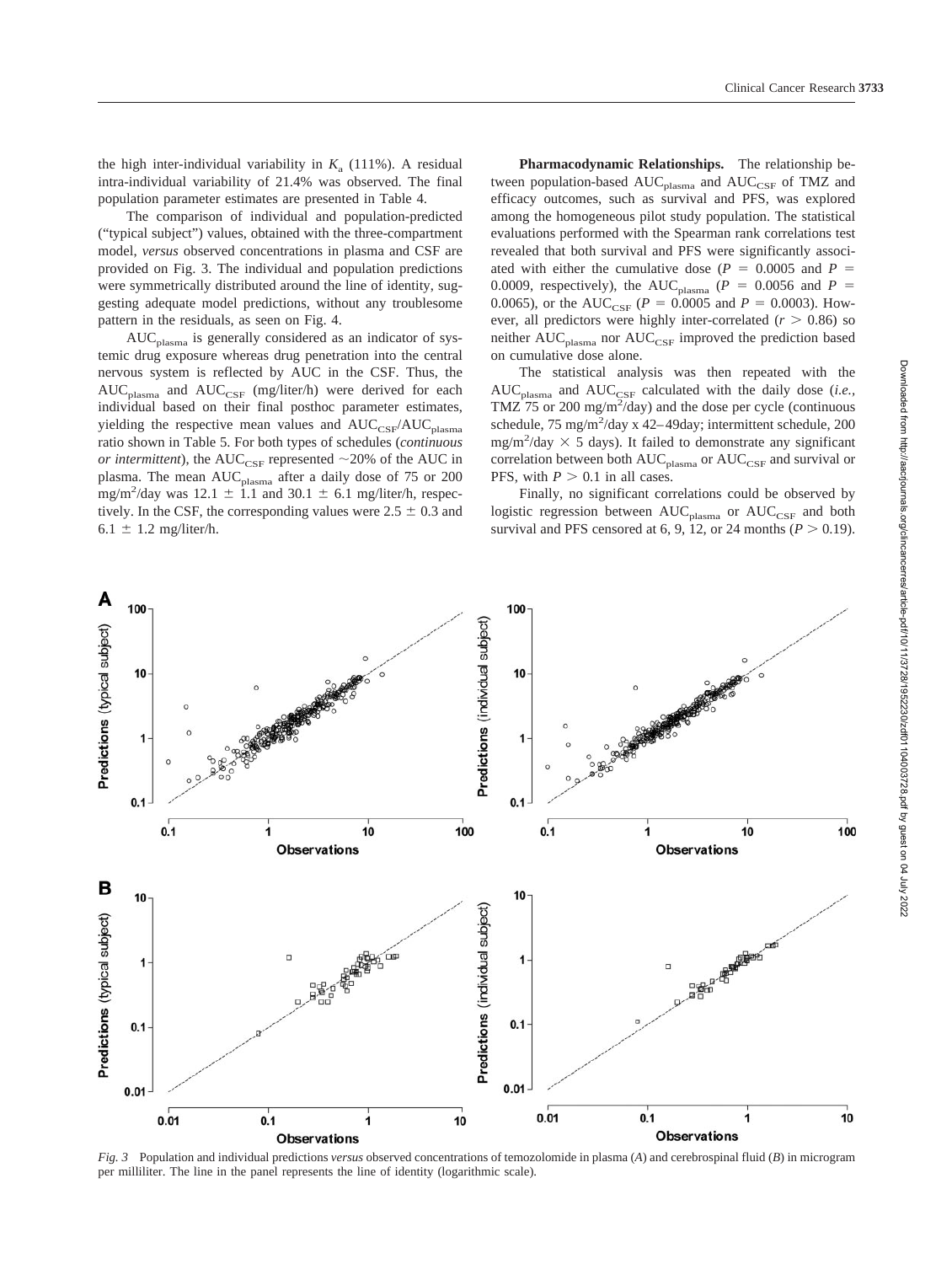the high inter-individual variability in $K_a$ (111%). A residual intra-individual variability of 21.4% was observed. The final population parameter estimates are presented in Table 4.

The comparison of individual and population-predicted ("typical subject") values, obtained with the three-compartment model, *versus* observed concentrations in plasma and CSF are provided on Fig. 3. The individual and population predictions were symmetrically distributed around the line of identity, suggesting adequate model predictions, without any troublesome pattern in the residuals, as seen on Fig. 4.

$AUC_{plasma}$ is generally considered as an indicator of systemic drug exposure whereas drug penetration into the central nervous system is reflected by AUC in the CSF. Thus, the $AUC_{plasma}$ and $AUC_{CSF}$ (mg/liter/h) were derived for each individual based on their final posthoc parameter estimates, yielding the respective mean values and $AUC_{CSF}/AUC_{plasma}$ ratio shown in Table 5. For both types of schedules (*continuous or intermittent*), the $AUC_{CSF}$ represented ~20% of the AUC in plasma. The mean $AUC_{plasma}$ after a daily dose of 75 or 200 mg/m$^2$/day was $12.1 \pm 1.1$ and $30.1 \pm 6.1$ mg/liter/h, respectively. In the CSF, the corresponding values were $2.5 \pm 0.3$ and $6.1 \pm 1.2$ mg/liter/h.

**Pharmacodynamic Relationships.** The relationship between population-based $AUC_{plasma}$ and $AUC_{CSF}$ of TMZ and efficacy outcomes, such as survival and PFS, was explored among the homogeneous pilot study population. The statistical evaluations performed with the Spearman rank correlations test revealed that both survival and PFS were significantly associated with either the cumulative dose ($P = 0.0005$ and $P = 0.0009$, respectively), the $AUC_{plasma}$ ($P = 0.0056$ and $P = 0.0065$), or the $AUC_{CSF}$ ($P = 0.0005$ and $P = 0.0003$). However, all predictors were highly inter-correlated ($r > 0.86$) so neither $AUC_{plasma}$ nor $AUC_{CSF}$ improved the prediction based on cumulative dose alone.

The statistical analysis was then repeated with the $AUC_{plasma}$ and $AUC_{CSF}$ calculated with the daily dose (*i.e.*, TMZ 75 or 200 mg/m$^2$/day) and the dose per cycle (continuous schedule, 75 mg/m$^2$/day x 42–49day; intermittent schedule, 200 mg/m$^2$/day $\times$ 5 days). It failed to demonstrate any significant correlation between both $AUC_{plasma}$ or $AUC_{CSF}$ and survival or PFS, with $P > 0.1$ in all cases.

Finally, no significant correlations could be observed by logistic regression between $AUC_{plasma}$ or $AUC_{CSF}$ and both survival and PFS censored at 6, 9, 12, or 24 months ($P > 0.19$).

*Fig. 3* Population and individual predictions *versus* observed concentrations of temozolomide in plasma (*A*) and cerebrospinal fluid (*B*) in microgram per milliliter. The line in the panel represents the line of identity (logarithmic scale).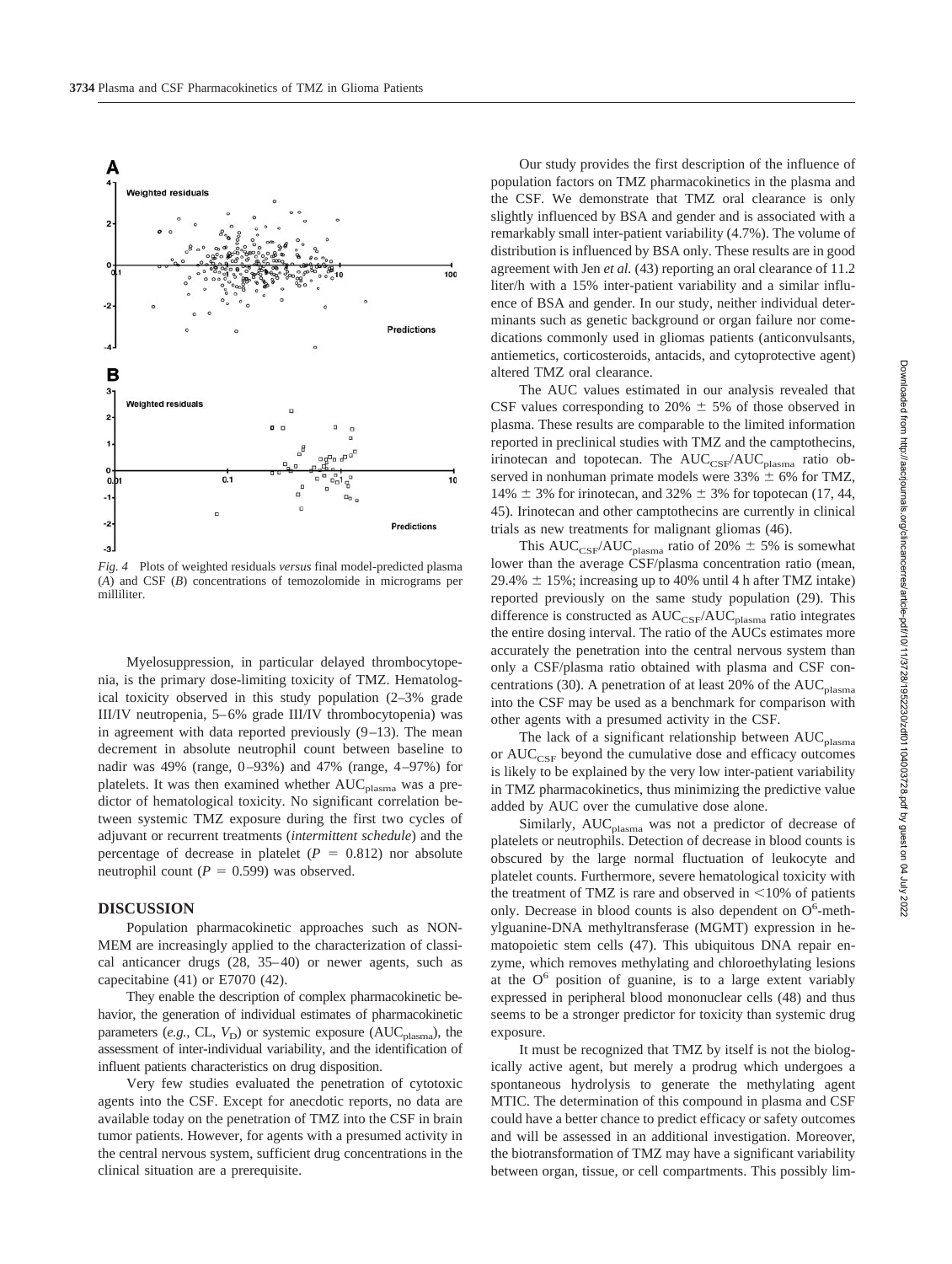*Fig. 4* Plots of weighted residuals *versus* final model-predicted plasma (*A*) and CSF (*B*) concentrations of temozolomide in micrograms per milliliter.

Myelosuppression, in particular delayed thrombocytopenia, is the primary dose-limiting toxicity of TMZ. Hematological toxicity observed in this study population (2–3% grade III/IV neutropenia, 5–6% grade III/IV thrombocytopenia) was in agreement with data reported previously (9–13). The mean decrement in absolute neutrophil count between baseline to nadir was 49% (range, 0–93%) and 47% (range, 4–97%) for platelets. It was then examined whether $AUC_{plasma}$ was a predictor of hematological toxicity. No significant correlation between systemic TMZ exposure during the first two cycles of adjuvant or recurrent treatments (*intermittent schedule*) and the percentage of decrease in platelet ($P = 0.812$) nor absolute neutrophil count ($P = 0.599$) was observed.

## DISCUSSION

Population pharmacokinetic approaches such as NONMEM are increasingly applied to the characterization of classical anticancer drugs (28, 35–40) or newer agents, such as capecitabine (41) or E7070 (42).

They enable the description of complex pharmacokinetic behavior, the generation of individual estimates of pharmacokinetic parameters (*e.g.*, CL, $V_D$) or systemic exposure ($AUC_{plasma}$), the assessment of inter-individual variability, and the identification of influent patients characteristics on drug disposition.

Very few studies evaluated the penetration of cytotoxic agents into the CSF. Except for anecdotic reports, no data are available today on the penetration of TMZ into the CSF in brain tumor patients. However, for agents with a presumed activity in the central nervous system, sufficient drug concentrations in the clinical situation are a prerequisite.

Our study provides the first description of the influence of population factors on TMZ pharmacokinetics in the plasma and the CSF. We demonstrate that TMZ oral clearance is only slightly influenced by BSA and gender and is associated with a remarkably small inter-patient variability (4.7%). The volume of distribution is influenced by BSA only. These results are in good agreement with Jen *et al.* (43) reporting an oral clearance of 11.2 liter/h with a 15% inter-patient variability and a similar influence of BSA and gender. In our study, neither individual determinants such as genetic background or organ failure nor comedications commonly used in gliomas patients (anticonvulsants, antiemetics, corticosteroids, antacids, and cytoprotective agent) altered TMZ oral clearance.

The AUC values estimated in our analysis revealed that CSF values corresponding to 20% ± 5% of those observed in plasma. These results are comparable to the limited information reported in preclinical studies with TMZ and the camptothecins, irinotecan and topotecan. The $AUC_{CSF}/AUC_{plasma}$ ratio observed in nonhuman primate models were 33% ± 6% for TMZ, 14% ± 3% for irinotecan, and 32% ± 3% for topotecan (17, 44, 45). Irinotecan and other camptothecins are currently in clinical trials as new treatments for malignant gliomas (46).

This $AUC_{CSF}/AUC_{plasma}$ ratio of 20% ± 5% is somewhat lower than the average CSF/plasma concentration ratio (mean, 29.4% ± 15%; increasing up to 40% until 4 h after TMZ intake) reported previously on the same study population (29). This difference is constructed as $AUC_{CSF}/AUC_{plasma}$ ratio integrates the entire dosing interval. The ratio of the AUCs estimates more accurately the penetration into the central nervous system than only a CSF/plasma ratio obtained with plasma and CSF concentrations (30). A penetration of at least 20% of the $AUC_{plasma}$ into the CSF may be used as a benchmark for comparison with other agents with a presumed activity in the CSF.

The lack of a significant relationship between $AUC_{plasma}$ or $AUC_{CSF}$ beyond the cumulative dose and efficacy outcomes is likely to be explained by the very low inter-patient variability in TMZ pharmacokinetics, thus minimizing the predictive value added by AUC over the cumulative dose alone.

Similarly, $AUC_{plasma}$ was not a predictor of decrease of platelets or neutrophils. Detection of decrease in blood counts is obscured by the large normal fluctuation of leukocyte and platelet counts. Furthermore, severe hematological toxicity with the treatment of TMZ is rare and observed in <10% of patients only. Decrease in blood counts is also dependent on $O^6$-methylguanine-DNA methyltransferase (MGMT) expression in hematopoietic stem cells (47). This ubiquitous DNA repair enzyme, which removes methylating and chloroethylating lesions at the $O^6$ position of guanine, is to a large extent variably expressed in peripheral blood mononuclear cells (48) and thus seems to be a stronger predictor for toxicity than systemic drug exposure.

It must be recognized that TMZ by itself is not the biologically active agent, but merely a prodrug which undergoes a spontaneous hydrolysis to generate the methylating agent MTIC. The determination of this compound in plasma and CSF could have a better chance to predict efficacy or safety outcomes and will be assessed in an additional investigation. Moreover, the biotransformation of TMZ may have a significant variability between organ, tissue, or cell compartments. This possibly lim-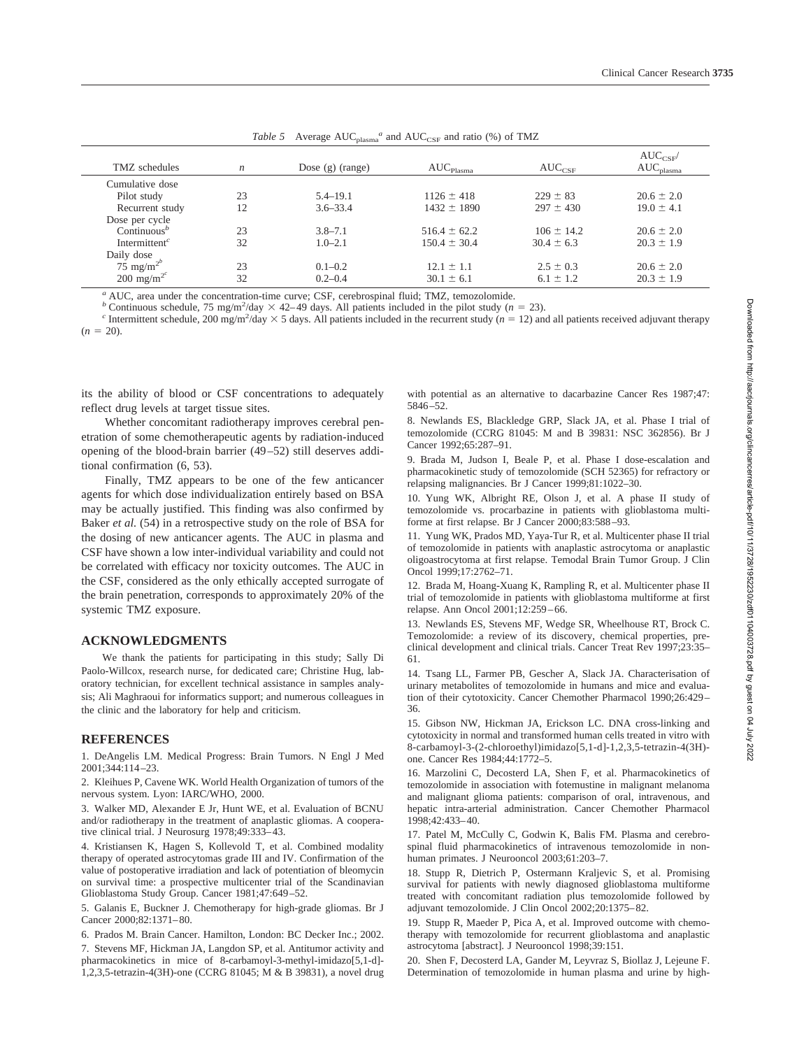*Table 5* Average $AUC_{plasma}$[a] and $AUC_{CSF}$ and ratio (%) of TMZ

| TMZ schedules | $n$ | Dose (g) (range) | $AUC_{Plasma}$ | $AUC_{CSF}$ | $AUC_{CSF}$/ $AUC_{plasma}$ |
|---|---|---|---|---|---|
| Cumulative dose | | | | | |
| Pilot study | 23 | 5.4–19.1 | 1126 ± 418 | 229 ± 83 | 20.6 ± 2.0 |
| Recurrent study | 12 | 3.6–33.4 | 1432 ± 1890 | 297 ± 430 | 19.0 ± 4.1 |
| Dose per cycle | | | | | |
| Continuous[b] | 23 | 3.8–7.1 | 516.4 ± 62.2 | 106 ± 14.2 | 20.6 ± 2.0 |
| Intermittent[c] | 32 | 1.0–2.1 | 150.4 ± 30.4 | 30.4 ± 6.3 | 20.3 ± 1.9 |
| Daily dose | | | | | |
| 75 $mg/m^2$[b] | 23 | 0.1–0.2 | 12.1 ± 1.1 | 2.5 ± 0.3 | 20.6 ± 2.0 |
| 200 $mg/m^2$[c] | 32 | 0.2–0.4 | 30.1 ± 6.1 | 6.1 ± 1.2 | 20.3 ± 1.9 |

[a] AUC, area under the concentration-time curve; CSF, cerebrospinal fluid; TMZ, temozolomide.
[b] Continuous schedule, 75 $mg/m^2$/day × 42–49 days. All patients included in the pilot study ($n$ = 23).
[c] Intermittent schedule, 200 $mg/m^2$/day × 5 days. All patients included in the recurrent study ($n$ = 12) and all patients received adjuvant therapy ($n$ = 20).

its the ability of blood or CSF concentrations to adequately reflect drug levels at target tissue sites.

Whether concomitant radiotherapy improves cerebral penetration of some chemotherapeutic agents by radiation-induced opening of the blood-brain barrier (49–52) still deserves additional confirmation (6, 53).

Finally, TMZ appears to be one of the few anticancer agents for which dose individualization entirely based on BSA may be actually justified. This finding was also confirmed by Baker *et al.* (54) in a retrospective study on the role of BSA for the dosing of new anticancer agents. The AUC in plasma and CSF have shown a low inter-individual variability and could not be correlated with efficacy nor toxicity outcomes. The AUC in the CSF, considered as the only ethically accepted surrogate of the brain penetration, corresponds to approximately 20% of the systemic TMZ exposure.

## ACKNOWLEDGMENTS

We thank the patients for participating in this study; Sally Di Paolo-Willcox, research nurse, for dedicated care; Christine Hug, laboratory technician, for excellent technical assistance in samples analysis; Ali Maghraoui for informatics support; and numerous colleagues in the clinic and the laboratory for help and criticism.

## REFERENCES

1. DeAngelis LM. Medical Progress: Brain Tumors. N Engl J Med 2001;344:114–23.
2. Kleihues P, Cavene WK. World Health Organization of tumors of the nervous system. Lyon: IARC/WHO, 2000.
3. Walker MD, Alexander E Jr, Hunt WE, et al. Evaluation of BCNU and/or radiotherapy in the treatment of anaplastic gliomas. A cooperative clinical trial. J Neurosurg 1978;49:333–43.
4. Kristiansen K, Hagen S, Kollevold T, et al. Combined modality therapy of operated astrocytomas grade III and IV. Confirmation of the value of postoperative irradiation and lack of potentiation of bleomycin on survival time: a prospective multicenter trial of the Scandinavian Glioblastoma Study Group. Cancer 1981;47:649–52.
5. Galanis E, Buckner J. Chemotherapy for high-grade gliomas. Br J Cancer 2000;82:1371–80.
6. Prados M. Brain Cancer. Hamilton, London: BC Decker Inc.; 2002.
7. Stevens MF, Hickman JA, Langdon SP, et al. Antitumor activity and pharmacokinetics in mice of 8-carbamoyl-3-methyl-imidazo[5,1-d]-1,2,3,5-tetrazin-4(3H)-one (CCRG 81045; M & B 39831), a novel drug with potential as an alternative to dacarbazine Cancer Res 1987;47: 5846–52.
8. Newlands ES, Blackledge GRP, Slack JA, et al. Phase I trial of temozolomide (CCRG 81045: M and B 39831: NSC 362856). Br J Cancer 1992;65:287–91.
9. Brada M, Judson I, Beale P, et al. Phase I dose-escalation and pharmacokinetic study of temozolomide (SCH 52365) for refractory or relapsing malignancies. Br J Cancer 1999;81:1022–30.
10. Yung WK, Albright RE, Olson J, et al. A phase II study of temozolomide vs. procarbazine in patients with glioblastoma multiforme at first relapse. Br J Cancer 2000;83:588–93.
11. Yung WK, Prados MD, Yaya-Tur R, et al. Multicenter phase II trial of temozolomide in patients with anaplastic astrocytoma or anaplastic oligoastrocytoma at first relapse. Temodal Brain Tumor Group. J Clin Oncol 1999;17:2762–71.
12. Brada M, Hoang-Xuang K, Rampling R, et al. Multicenter phase II trial of temozolomide in patients with glioblastoma multiforme at first relapse. Ann Oncol 2001;12:259–66.
13. Newlands ES, Stevens MF, Wedge SR, Wheelhouse RT, Brock C. Temozolomide: a review of its discovery, chemical properties, pre-clinical development and clinical trials. Cancer Treat Rev 1997;23:35–61.
14. Tsang LL, Farmer PB, Gescher A, Slack JA. Characterisation of urinary metabolites of temozolomide in humans and mice and evaluation of their cytotoxicity. Cancer Chemother Pharmacol 1990;26:429–36.
15. Gibson NW, Hickman JA, Erickson LC. DNA cross-linking and cytotoxicity in normal and transformed human cells treated in vitro with 8-carbamoyl-3-(2-chloroethyl)imidazo[5,1-d]-1,2,3,5-tetrazin-4(3H)-one. Cancer Res 1984;44:1772–5.
16. Marzolini C, Decosterd LA, Shen F, et al. Pharmacokinetics of temozolomide in association with fotemustine in malignant melanoma and malignant glioma patients: comparison of oral, intravenous, and hepatic intra-arterial administration. Cancer Chemother Pharmacol 1998;42:433–40.
17. Patel M, McCully C, Godwin K, Balis FM. Plasma and cerebrospinal fluid pharmacokinetics of intravenous temozolomide in non-human primates. J Neurooncol 2003;61:203–7.
18. Stupp R, Dietrich P, Ostermann Kraljevic S, et al. Promising survival for patients with newly diagnosed glioblastoma multiforme treated with concomitant radiation plus temozolomide followed by adjuvant temozolomide. J Clin Oncol 2002;20:1375–82.
19. Stupp R, Maeder P, Pica A, et al. Improved outcome with chemotherapy with temozolomide for recurrent glioblastoma and anaplastic astrocytoma [abstract]. J Neurooncol 1998;39:151.
20. Shen F, Decosterd LA, Gander M, Leyvraz S, Biollaz J, Lejeune F. Determination of temozolomide in human plasma and urine by high-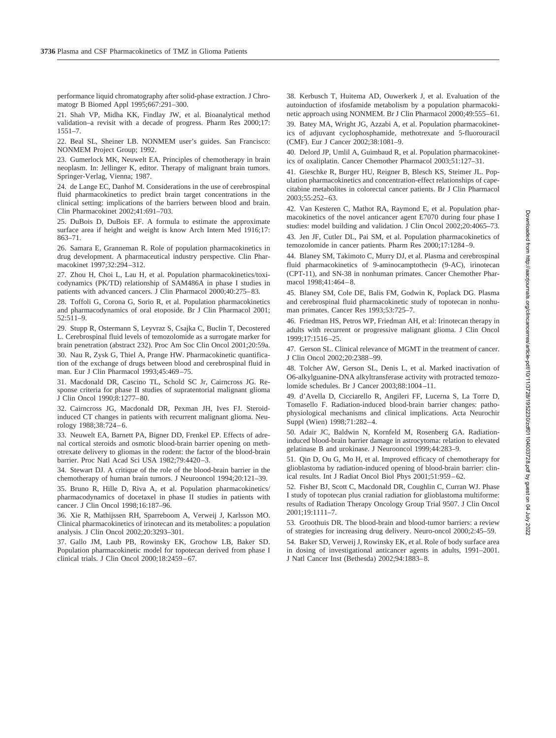performance liquid chromatography after solid-phase extraction. J Chromatogr B Biomed Appl 1995;667:291–300.

21. Shah VP, Midha KK, Findlay JW, et al. Bioanalytical method validation–a revisit with a decade of progress. Pharm Res 2000;17: 1551–7.

22. Beal SL, Sheiner LB. NONMEM user's guides. San Francisco: NONMEM Project Group; 1992.

23. Gumerlock MK, Neuwelt EA. Principles of chemotherapy in brain neoplasm. In: Jellinger K, editor. Therapy of malignant brain tumors. Springer-Verlag, Vienna; 1987.

24. de Lange EC, Danhof M. Considerations in the use of cerebrospinal fluid pharmacokinetics to predict brain target concentrations in the clinical setting: implications of the barriers between blood and brain. Clin Pharmacokinet 2002;41:691–703.

25. DuBois D, DuBois EF. A formula to estimate the approximate surface area if height and weight is know Arch Intern Med 1916;17: 863–71.

26. Samara E, Granneman R. Role of population pharmacokinetics in drug development. A pharmaceutical industry perspective. Clin Pharmacokinet 1997;32:294–312.

27. Zhou H, Choi L, Lau H, et al. Population pharmacokinetics/toxicodynamics (PK/TD) relationship of SAM486A in phase I studies in patients with advanced cancers. J Clin Pharmacol 2000;40:275–83.

28. Toffoli G, Corona G, Sorio R, et al. Population pharmacokinetics and pharmacodynamics of oral etoposide. Br J Clin Pharmacol 2001; 52:511–9.

29. Stupp R, Ostermann S, Leyvraz S, Csajka C, Buclin T, Decostered L. Cerebrospinal fluid levels of temozolomide as a surrogate marker for brain penetration (abstract 232). Proc Am Soc Clin Oncol 2001;20:59a.

30. Nau R, Zysk G, Thiel A, Prange HW. Pharmacokinetic quantification of the exchange of drugs between blood and cerebrospinal fluid in man. Eur J Clin Pharmacol 1993;45:469–75.

31. Macdonald DR, Cascino TL, Schold SC Jr, Cairncross JG. Response criteria for phase II studies of supratentorial malignant glioma J Clin Oncol 1990;8:1277–80.

32. Cairncross JG, Macdonald DR, Pexman JH, Ives FJ. Steroid-induced CT changes in patients with recurrent malignant glioma. Neurology 1988;38:724–6.

33. Neuwelt EA, Barnett PA, Bigner DD, Frenkel EP. Effects of adrenal cortical steroids and osmotic blood-brain barrier opening on methotrexate delivery to gliomas in the rodent: the factor of the blood-brain barrier. Proc Natl Acad Sci USA 1982;79:4420–3.

34. Stewart DJ. A critique of the role of the blood-brain barrier in the chemotherapy of human brain tumors. J Neurooncol 1994;20:121–39.

35. Bruno R, Hille D, Riva A, et al. Population pharmacokinetics/pharmacodynamics of docetaxel in phase II studies in patients with cancer. J Clin Oncol 1998;16:187–96.

36. Xie R, Mathijssen RH, Sparreboom A, Verweij J, Karlsson MO. Clinical pharmacokinetics of irinotecan and its metabolites: a population analysis. J Clin Oncol 2002;20:3293–301.

37. Gallo JM, Laub PB, Rowinsky EK, Grochow LB, Baker SD. Population pharmacokinetic model for topotecan derived from phase I clinical trials. J Clin Oncol 2000;18:2459–67.

38. Kerbusch T, Huitema AD, Ouwerkerk J, et al. Evaluation of the autoinduction of ifosfamide metabolism by a population pharmacokinetic approach using NONMEM. Br J Clin Pharmacol 2000;49:555–61.

39. Batey MA, Wright JG, Azzabi A, et al. Population pharmacokinetics of adjuvant cyclophosphamide, methotrexate and 5-fluorouracil (CMF). Eur J Cancer 2002;38:1081–9.

40. Delord JP, Umlil A, Guimbaud R, et al. Population pharmacokinetics of oxaliplatin. Cancer Chemother Pharmacol 2003;51:127–31.

41. Gieschke R, Burger HU, Reigner B, Blesch KS, Steimer JL. Population pharmacokinetics and concentration-effect relationships of capecitabine metabolites in colorectal cancer patients. Br J Clin Pharmacol 2003;55:252–63.

42. Van Kesteren C, Mathot RA, Raymond E, et al. Population pharmacokinetics of the novel anticancer agent E7070 during four phase I studies: model building and validation. J Clin Oncol 2002;20:4065–73.

43. Jen JF, Cutler DL, Pai SM, et al. Population pharmacokinetics of temozolomide in cancer patients. Pharm Res 2000;17:1284–9.

44. Blaney SM, Takimoto C, Murry DJ, et al. Plasma and cerebrospinal fluid pharmacokinetics of 9-aminocamptothecin (9-AC), irinotecan (CPT-11), and SN-38 in nonhuman primates. Cancer Chemother Pharmacol 1998;41:464–8.

45. Blaney SM, Cole DE, Balis FM, Godwin K, Poplack DG. Plasma and cerebrospinal fluid pharmacokinetic study of topotecan in nonhuman primates. Cancer Res 1993;53:725–7.

46. Friedman HS, Petros WP, Friedman AH, et al: Irinotecan therapy in adults with recurrent or progressive malignant glioma. J Clin Oncol 1999;17:1516–25.

47. Gerson SL. Clinical relevance of MGMT in the treatment of cancer. J Clin Oncol 2002;20:2388–99.

48. Tolcher AW, Gerson SL, Denis L, et al. Marked inactivation of O6-alkylguanine-DNA alkyltransferase activity with protracted temozolomide schedules. Br J Cancer 2003;88:1004–11.

49. d'Avella D, Cicciarello R, Angileri FF, Lucerna S, La Torre D, Tomasello F. Radiation-induced blood-brain barrier changes: pathophysiological mechanisms and clinical implications. Acta Neurochir Suppl (Wien) 1998;71:282–4.

50. Adair JC, Baldwin N, Kornfeld M, Rosenberg GA. Radiation-induced blood-brain barrier damage in astrocytoma: relation to elevated gelatinase B and urokinase. J Neurooncol 1999;44:283–9.

51. Qin D, Ou G, Mo H, et al. Improved efficacy of chemotherapy for glioblastoma by radiation-induced opening of blood-brain barrier: clinical results. Int J Radiat Oncol Biol Phys 2001;51:959–62.

52. Fisher BJ, Scott C, Macdonald DR, Coughlin C, Curran WJ. Phase I study of topotecan plus cranial radiation for glioblastoma multiforme: results of Radiation Therapy Oncology Group Trial 9507. J Clin Oncol 2001;19:1111–7.

53. Groothuis DR. The blood-brain and blood-tumor barriers: a review of strategies for increasing drug delivery. Neuro-oncol 2000;2:45–59.

54. Baker SD, Verweij J, Rowinsky EK, et al. Role of body surface area in dosing of investigational anticancer agents in adults, 1991–2001. J Natl Cancer Inst (Bethesda) 2002;94:1883–8.